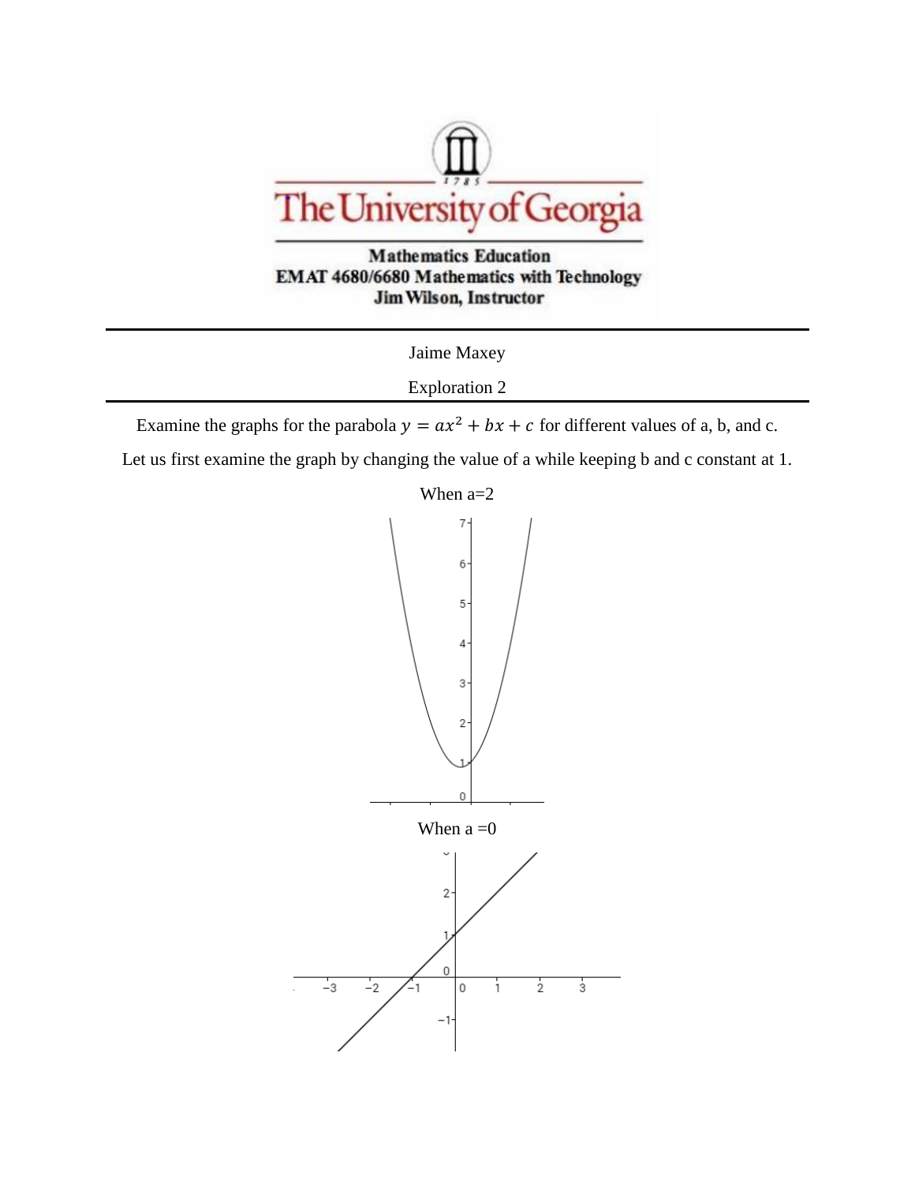The University of Georgia

**Mathematics Education**
**EMAT 4680/6680 Mathematics with Technology**
**Jim Wilson, Instructor**

---

Jaime Maxey

Exploration 2

---

Examine the graphs for the parabola $y = ax^2 + bx + c$ for different values of a, b, and c.

Let us first examine the graph by changing the value of a while keeping b and c constant at 1.

When a=2

When a =0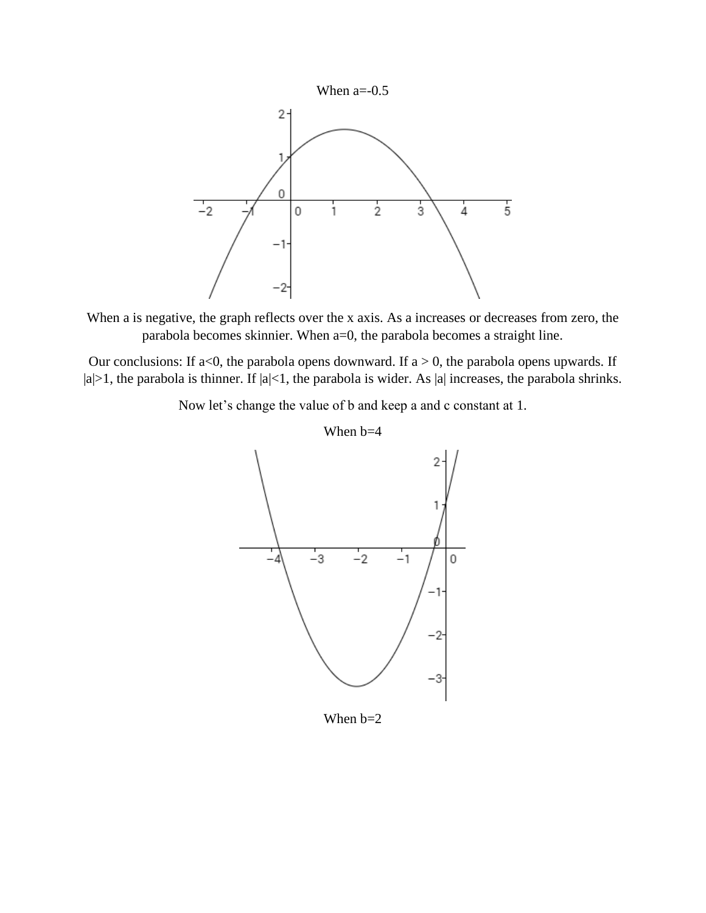When $a=-0.5$

When a is negative, the graph reflects over the x axis. As a increases or decreases from zero, the parabola becomes skinnier. When $a=0$, the parabola becomes a straight line.

Our conclusions: If $a<0$, the parabola opens downward. If $a > 0$, the parabola opens upwards. If $|a|>1$, the parabola is thinner. If $|a|<1$, the parabola is wider. As $|a|$ increases, the parabola shrinks.

Now let's change the value of b and keep a and c constant at 1.

When $b=4$

When $b=2$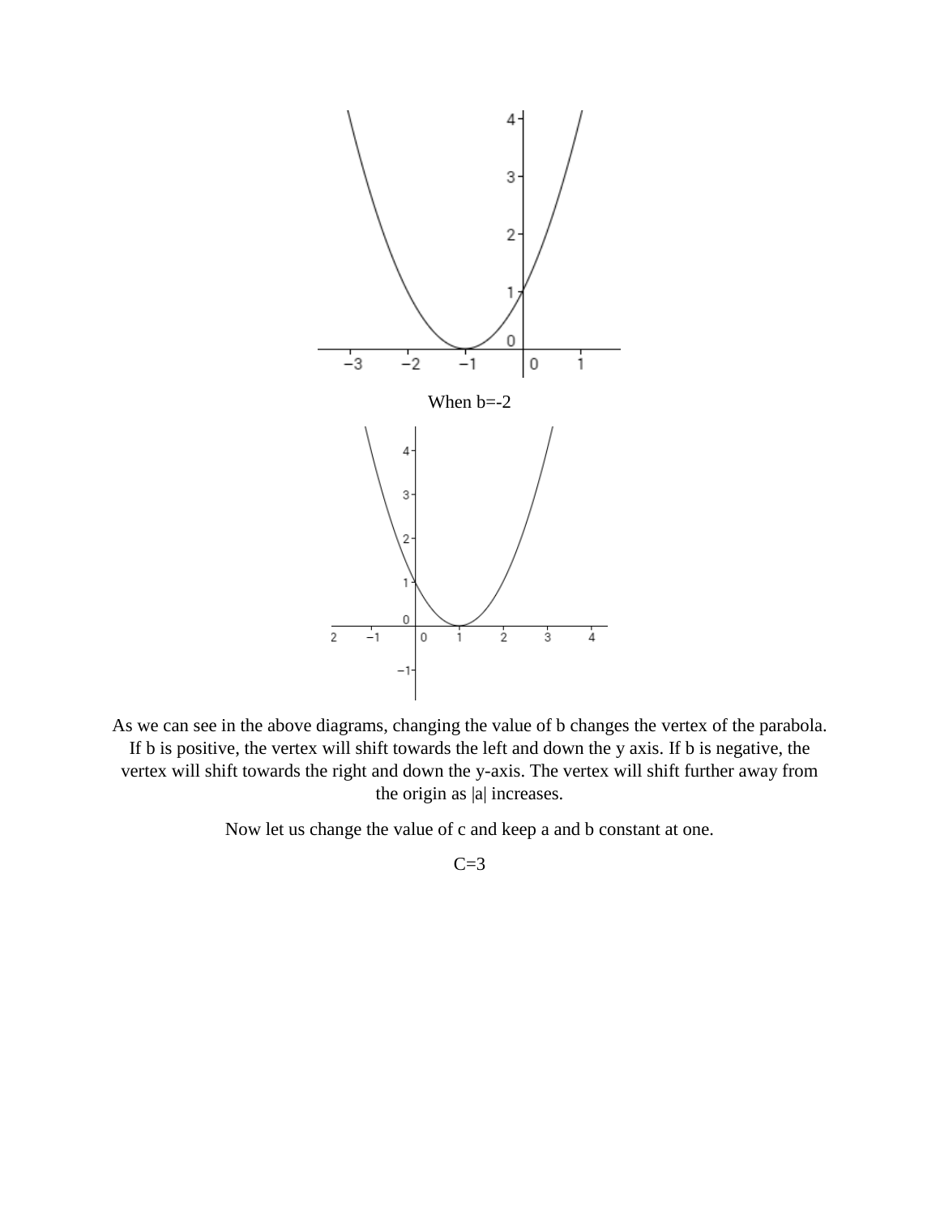When b=-2

As we can see in the above diagrams, changing the value of b changes the vertex of the parabola. If b is positive, the vertex will shift towards the left and down the y axis. If b is negative, the vertex will shift towards the right and down the y-axis. The vertex will shift further away from the origin as |a| increases.

Now let us change the value of c and keep a and b constant at one.

C=3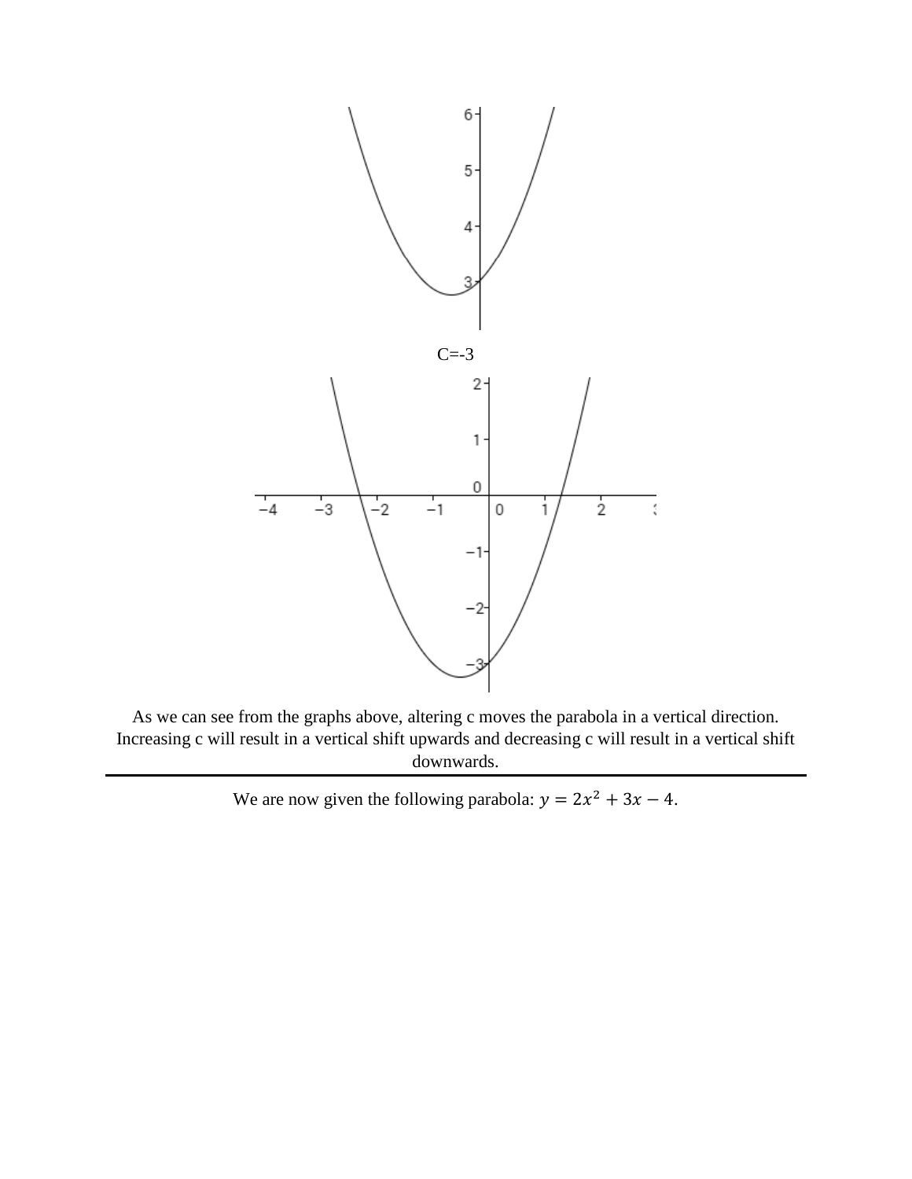C=-3

As we can see from the graphs above, altering c moves the parabola in a vertical direction. Increasing c will result in a vertical shift upwards and decreasing c will result in a vertical shift downwards.

---

We are now given the following parabola: $y = 2x^2 + 3x - 4$.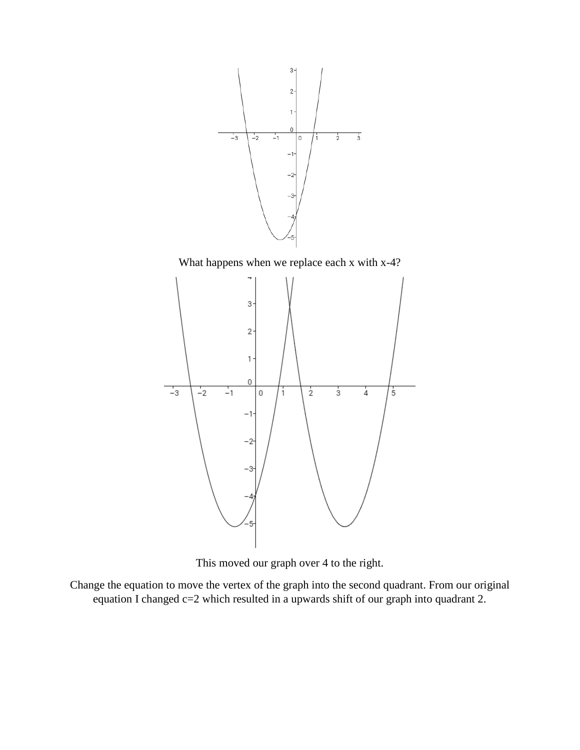What happens when we replace each x with x-4?

This moved our graph over 4 to the right.

Change the equation to move the vertex of the graph into the second quadrant. From our original equation I changed c=2 which resulted in a upwards shift of our graph into quadrant 2.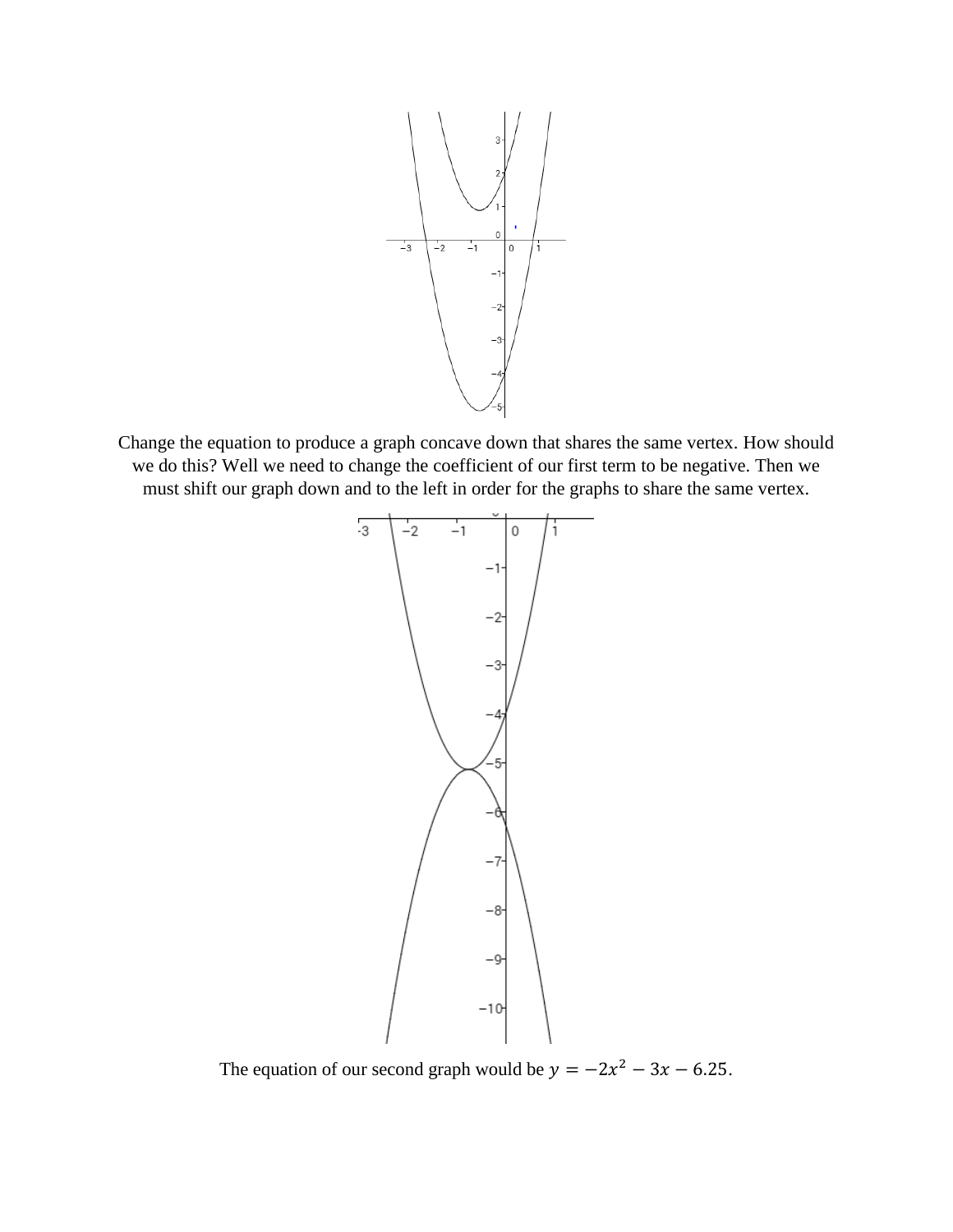Change the equation to produce a graph concave down that shares the same vertex. How should we do this? Well we need to change the coefficient of our first term to be negative. Then we must shift our graph down and to the left in order for the graphs to share the same vertex.

The equation of our second graph would be $y = -2x^2 - 3x - 6.25$.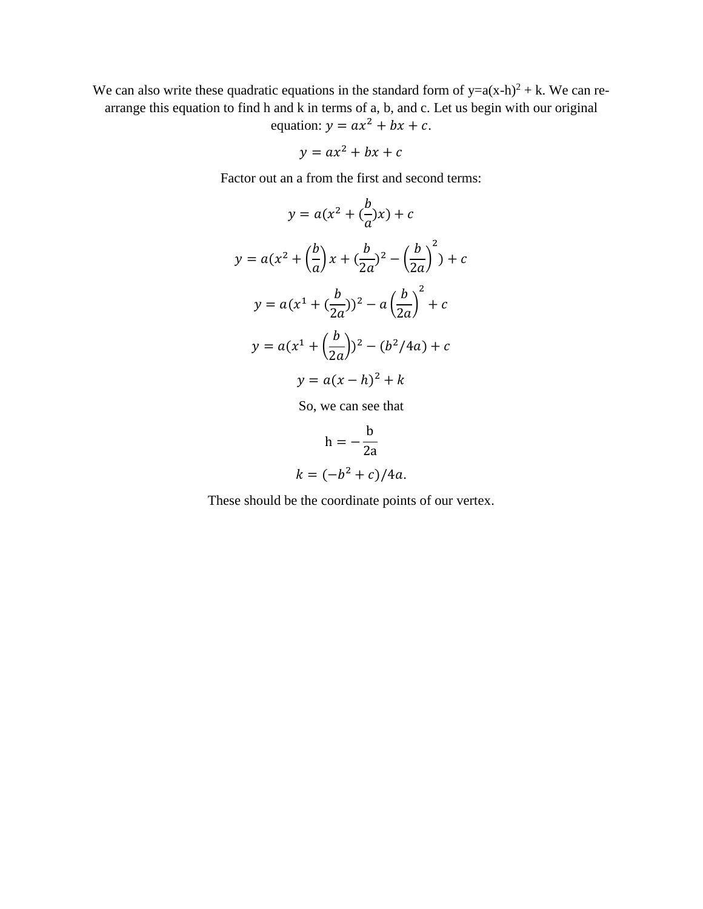We can also write these quadratic equations in the standard form of $y=a(x-h)^2 + k$. We can re-arrange this equation to find h and k in terms of a, b, and c. Let us begin with our original equation: $y = ax^2 + bx + c$.

$$y = ax^2 + bx + c$$

Factor out an a from the first and second terms:

$$y = a(x^2 + (\frac{b}{a})x) + c$$

$$y = a(x^2 + \left(\frac{b}{a}\right)x + (\frac{b}{2a})^2 - \left(\frac{b}{2a}\right)^2) + c$$

$$y = a(x^1 + (\frac{b}{2a}))^2 - a\left(\frac{b}{2a}\right)^2 + c$$

$$y = a(x^1 + \left(\frac{b}{2a}\right))^2 - (b^2/4a) + c$$

$$y = a(x - h)^2 + k$$

So, we can see that

$$\mathrm{h} = -\frac{\mathrm{b}}{2\mathrm{a}}$$

$$k = (-b^2 + c)/4a.$$

These should be the coordinate points of our vertex.